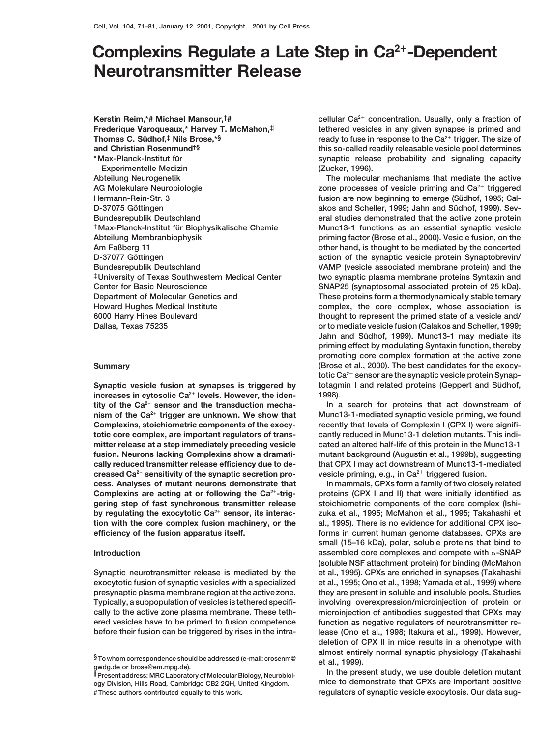# Complexins Regulate a Late Step in $Ca^{2+}$-Dependent Neurotransmitter Release

**Kerstin Reim,*# Michael Mansour,†# Frederique Varoqueaux,* Harvey T. McMahon,‡∥ Thomas C. Südhof,‡ Nils Brose,*§ and Christian Rosenmund†§**

*Max-Planck-Institut für Experimentelle Medizin
Abteilung Neurogenetik
AG Molekulare Neurobiologie
Hermann-Rein-Str. 3
D-37075 Göttingen
Bundesrepublik Deutschland

†Max-Planck-Institut für Biophysikalische Chemie
Abteilung Membranbiophysik
Am Faßberg 11
D-37077 Göttingen
Bundesrepublik Deutschland

‡University of Texas Southwestern Medical Center
Center for Basic Neuroscience
Department of Molecular Genetics and
Howard Hughes Medical Institute
6000 Harry Hines Boulevard
Dallas, Texas 75235

## Summary

**Synaptic vesicle fusion at synapses is triggered by increases in cytosolic $Ca^{2+}$ levels. However, the identity of the $Ca^{2+}$ sensor and the transduction mechanism of the $Ca^{2+}$ trigger are unknown. We show that Complexins, stoichiometric components of the exocytotic core complex, are important regulators of transmitter release at a step immediately preceding vesicle fusion. Neurons lacking Complexins show a dramatically reduced transmitter release efficiency due to decreased $Ca^{2+}$ sensitivity of the synaptic secretion process. Analyses of mutant neurons demonstrate that Complexins are acting at or following the $Ca^{2+}$-triggering step of fast synchronous transmitter release by regulating the exocytotic $Ca^{2+}$ sensor, its interaction with the core complex fusion machinery, or the efficiency of the fusion apparatus itself.**

## Introduction

Synaptic neurotransmitter release is mediated by the exocytotic fusion of synaptic vesicles with a specialized presynaptic plasma membrane region at the active zone. Typically, a subpopulation of vesicles is tethered specifically to the active zone plasma membrane. These tethered vesicles have to be primed to fusion competence before their fusion can be triggered by rises in the intracellular $Ca^{2+}$ concentration. Usually, only a fraction of tethered vesicles in any given synapse is primed and ready to fuse in response to the $Ca^{2+}$ trigger. The size of this so-called readily releasable vesicle pool determines synaptic release probability and signaling capacity (Zucker, 1996).

The molecular mechanisms that mediate the active zone processes of vesicle priming and $Ca^{2+}$ triggered fusion are now beginning to emerge (Südhof, 1995; Calakos and Scheller, 1999; Jahn and Südhof, 1999). Several studies demonstrated that the active zone protein Munc13-1 functions as an essential synaptic vesicle priming factor (Brose et al., 2000). Vesicle fusion, on the other hand, is thought to be mediated by the concerted action of the synaptic vesicle protein Synaptobrevin/VAMP (vesicle associated membrane protein) and the two synaptic plasma membrane proteins Syntaxin and SNAP25 (synaptosomal associated protein of 25 kDa). These proteins form a thermodynamically stable ternary complex, the core complex, whose association is thought to represent the primed state of a vesicle and/or to mediate vesicle fusion (Calakos and Scheller, 1999; Jahn and Südhof, 1999). Munc13-1 may mediate its priming effect by modulating Syntaxin function, thereby promoting core complex formation at the active zone (Brose et al., 2000). The best candidates for the exocytotic $Ca^{2+}$ sensor are the synaptic vesicle protein Synaptotagmin I and related proteins (Geppert and Südhof, 1998).

In a search for proteins that act downstream of Munc13-1-mediated synaptic vesicle priming, we found recently that levels of Complexin I (CPX I) were significantly reduced in Munc13-1 deletion mutants. This indicated an altered half-life of this protein in the Munc13-1 mutant background (Augustin et al., 1999b), suggesting that CPX I may act downstream of Munc13-1-mediated vesicle priming, e.g., in $Ca^{2+}$ triggered fusion.

In mammals, CPXs form a family of two closely related proteins (CPX I and II) that were initially identified as stoichiometric components of the core complex (Ishizuka et al., 1995; McMahon et al., 1995; Takahashi et al., 1995). There is no evidence for additional CPX isoforms in current human genome databases. CPXs are small (15–16 kDa), polar, soluble proteins that bind to assembled core complexes and compete with α-SNAP (soluble NSF attachment protein) for binding (McMahon et al., 1995). CPXs are enriched in synapses (Takahashi et al., 1995; Ono et al., 1998; Yamada et al., 1999) where they are present in soluble and insoluble pools. Studies involving overexpression/microinjection of protein or microinjection of antibodies suggested that CPXs may function as negative regulators of neurotransmitter release (Ono et al., 1998; Itakura et al., 1999). However, deletion of CPX II in mice results in a phenotype with almost entirely normal synaptic physiology (Takahashi et al., 1999).

In the present study, we use double deletion mutant mice to demonstrate that CPXs are important positive regulators of synaptic vesicle exocytosis. Our data sug-

§To whom correspondence should be addressed (e-mail: crosenm@gwdg.de or brose@em.mpg.de).

∥Present address: MRC Laboratory of Molecular Biology, Neurobiology Division, Hills Road, Cambridge CB2 2QH, United Kingdom.

#These authors contributed equally to this work.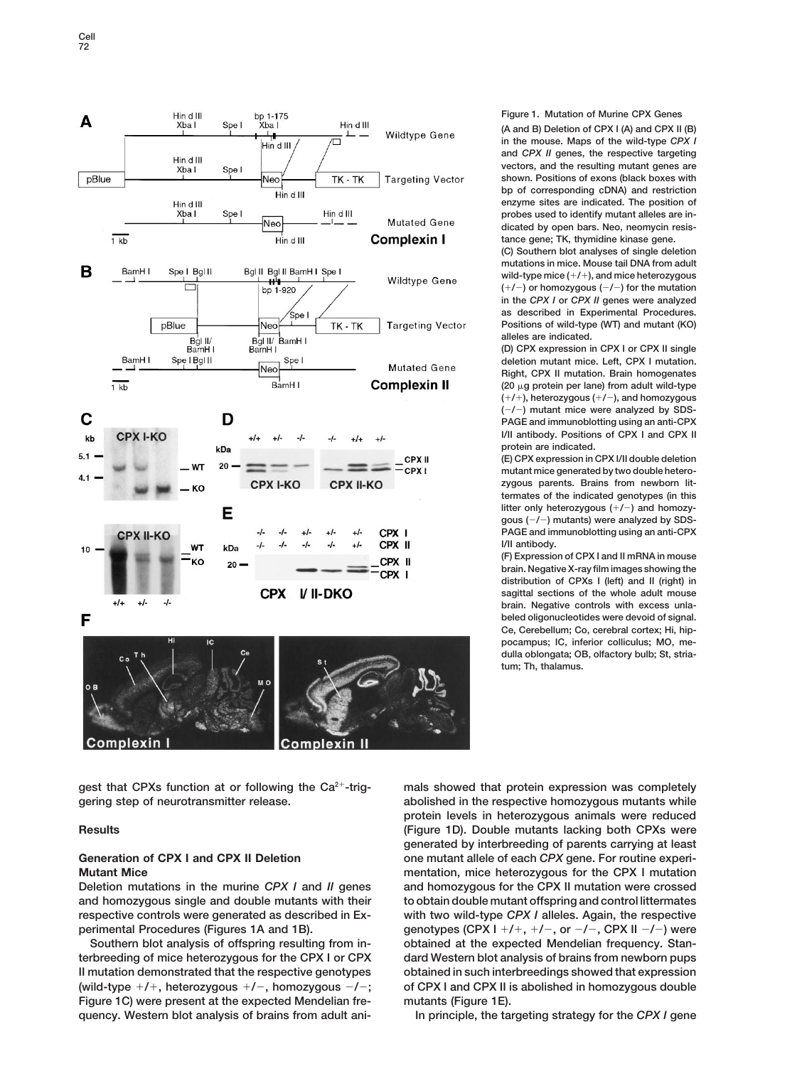Figure 1. Mutation of Murine CPX Genes

(A and B) Deletion of CPX I (A) and CPX II (B) in the mouse. Maps of the wild-type *CPX I* and *CPX II* genes, the respective targeting vectors, and the resulting mutant genes are shown. Positions of exons (black boxes with bp of corresponding cDNA) and restriction enzyme sites are indicated. The position of probes used to identify mutant alleles are indicated by open bars. Neo, neomycin resistance gene; TK, thymidine kinase gene.

(C) Southern blot analyses of single deletion mutations in mice. Mouse tail DNA from adult wild-type mice (+/+), and mice heterozygous (+/−) or homozygous (−/−) for the mutation in the *CPX I* or *CPX II* genes were analyzed as described in Experimental Procedures. Positions of wild-type (WT) and mutant (KO) alleles are indicated.

(D) CPX expression in CPX I or CPX II single deletion mutant mice. Left, CPX I mutation. Right, CPX II mutation. Brain homogenates (20 μg protein per lane) from adult wild-type (+/+), heterozygous (+/−), and homozygous (−/−) mutant mice were analyzed by SDS-PAGE and immunoblotting using an anti-CPX I/II antibody. Positions of CPX I and CPX II protein are indicated.

(E) CPX expression in CPX I/II double deletion mutant mice generated by two double heterozygous parents. Brains from newborn littermates of the indicated genotypes (in this litter only heterozygous (+/−) and homozygous (−/−) mutants) were analyzed by SDS-PAGE and immunoblotting using an anti-CPX I/II antibody.

(F) Expression of CPX I and II mRNA in mouse brain. Negative X-ray film images showing the distribution of CPXs I (left) and II (right) in sagittal sections of the whole adult mouse brain. Negative controls with excess unlabeled oligonucleotides were devoid of signal. Ce, Cerebellum; Co, cerebral cortex; Hi, hippocampus; IC, inferior colliculus; MO, medulla oblongata; OB, olfactory bulb; St, striatum; Th, thalamus.

gest that CPXs function at or following the $Ca^{2+}$-triggering step of neurotransmitter release.

## Results

### Generation of CPX I and CPX II Deletion Mutant Mice

Deletion mutations in the murine *CPX I* and *II* genes and homozygous single and double mutants with their respective controls were generated as described in Experimental Procedures (Figures 1A and 1B).

Southern blot analysis of offspring resulting from interbreeding of mice heterozygous for the CPX I or CPX II mutation demonstrated that the respective genotypes (wild-type +/+, heterozygous +/−, homozygous −/−; Figure 1C) were present at the expected Mendelian frequency. Western blot analysis of brains from adult animals showed that protein expression was completely abolished in the respective homozygous mutants while protein levels in heterozygous animals were reduced (Figure 1D). Double mutants lacking both CPXs were generated by interbreeding of parents carrying at least one mutant allele of each *CPX* gene. For routine experimentation, mice heterozygous for the CPX I mutation and homozygous for the CPX II mutation were crossed to obtain double mutant offspring and control littermates with two wild-type *CPX I* alleles. Again, the respective genotypes (CPX I +/+, +/−, or −/−, CPX II −/−) were obtained at the expected Mendelian frequency. Standard Western blot analysis of brains from newborn pups obtained in such interbreedings showed that expression of CPX I and CPX II is abolished in homozygous double mutants (Figure 1E).

In principle, the targeting strategy for the *CPX I* gene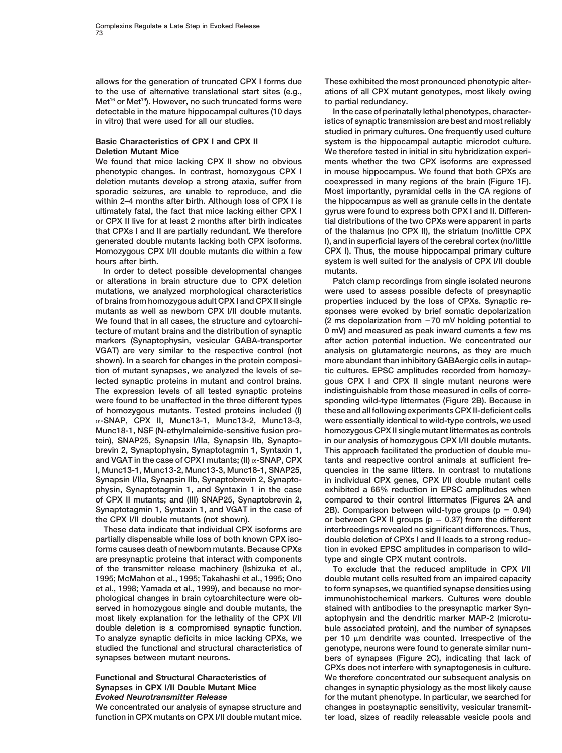allows for the generation of truncated CPX I forms due to the use of alternative translational start sites (e.g., Met[16] or Met[19]). However, no such truncated forms were detectable in the mature hippocampal cultures (10 days in vitro) that were used for all our studies.

## Basic Characteristics of CPX I and CPX II Deletion Mutant Mice

We found that mice lacking CPX II show no obvious phenotypic changes. In contrast, homozygous CPX I deletion mutants develop a strong ataxia, suffer from sporadic seizures, are unable to reproduce, and die within 2–4 months after birth. Although loss of CPX I is ultimately fatal, the fact that mice lacking either CPX I or CPX II live for at least 2 months after birth indicates that CPXs I and II are partially redundant. We therefore generated double mutants lacking both CPX isoforms. Homozygous CPX I/II double mutants die within a few hours after birth.

In order to detect possible developmental changes or alterations in brain structure due to CPX deletion mutations, we analyzed morphological characteristics of brains from homozygous adult CPX I and CPX II single mutants as well as newborn CPX I/II double mutants. We found that in all cases, the structure and cytoarchitecture of mutant brains and the distribution of synaptic markers (Synaptophysin, vesicular GABA-transporter VGAT) are very similar to the respective control (not shown). In a search for changes in the protein composition of mutant synapses, we analyzed the levels of selected synaptic proteins in mutant and control brains. The expression levels of all tested synaptic proteins were found to be unaffected in the three different types of homozygous mutants. Tested proteins included (I) α-SNAP, CPX II, Munc13-1, Munc13-2, Munc13-3, Munc18-1, NSF (N-ethylmaleimide-sensitive fusion protein), SNAP25, Synapsin I/IIa, Synapsin IIb, Synaptobrevin 2, Synaptophysin, Synaptotagmin 1, Syntaxin 1, and VGAT in the case of CPX I mutants; (II) α-SNAP, CPX I, Munc13-1, Munc13-2, Munc13-3, Munc18-1, SNAP25, Synapsin I/IIa, Synapsin IIb, Synaptobrevin 2, Synaptophysin, Synaptotagmin 1, and Syntaxin 1 in the case of CPX II mutants; and (III) SNAP25, Synaptobrevin 2, Synaptotagmin 1, Syntaxin 1, and VGAT in the case of the CPX I/II double mutants (not shown).

These data indicate that individual CPX isoforms are partially dispensable while loss of both known CPX isoforms causes death of newborn mutants. Because CPXs are presynaptic proteins that interact with components of the transmitter release machinery (Ishizuka et al., 1995; McMahon et al., 1995; Takahashi et al., 1995; Ono et al., 1998; Yamada et al., 1999), and because no morphological changes in brain cytoarchitecture were observed in homozygous single and double mutants, the most likely explanation for the lethality of the CPX I/II double deletion is a compromised synaptic function. To analyze synaptic deficits in mice lacking CPXs, we studied the functional and structural characteristics of synapses between mutant neurons.

## Functional and Structural Characteristics of Synapses in CPX I/II Double Mutant Mice

### *Evoked Neurotransmitter Release*

We concentrated our analysis of synapse structure and function in CPX mutants on CPX I/II double mutant mice. These exhibited the most pronounced phenotypic alterations of all CPX mutant genotypes, most likely owing to partial redundancy.

In the case of perinatally lethal phenotypes, characteristics of synaptic transmission are best and most reliably studied in primary cultures. One frequently used culture system is the hippocampal autaptic microdot culture. We therefore tested in initial in situ hybridization experiments whether the two CPX isoforms are expressed in mouse hippocampus. We found that both CPXs are coexpressed in many regions of the brain (Figure 1F). Most importantly, pyramidal cells in the CA regions of the hippocampus as well as granule cells in the dentate gyrus were found to express both CPX I and II. Differential distributions of the two CPXs were apparent in parts of the thalamus (no CPX II), the striatum (no/little CPX I), and in superficial layers of the cerebral cortex (no/little CPX I). Thus, the mouse hippocampal primary culture system is well suited for the analysis of CPX I/II double mutants.

Patch clamp recordings from single isolated neurons were used to assess possible defects of presynaptic properties induced by the loss of CPXs. Synaptic responses were evoked by brief somatic depolarization (2 ms depolarization from −70 mV holding potential to 0 mV) and measured as peak inward currents a few ms after action potential induction. We concentrated our analysis on glutamatergic neurons, as they are much more abundant than inhibitory GABAergic cells in autaptic cultures. EPSC amplitudes recorded from homozygous CPX I and CPX II single mutant neurons were indistinguishable from those measured in cells of corresponding wild-type littermates (Figure 2B). Because in these and all following experiments CPX II-deficient cells were essentially identical to wild-type controls, we used homozygous CPX II single mutant littermates as controls in our analysis of homozygous CPX I/II double mutants. This approach facilitated the production of double mutants and respective control animals at sufficient frequencies in the same litters. In contrast to mutations in individual CPX genes, CPX I/II double mutant cells exhibited a 66% reduction in EPSC amplitudes when compared to their control littermates (Figures 2A and 2B). Comparison between wild-type groups ($p = 0.94$) or between CPX II groups ($p = 0.37$) from the different interbreedings revealed no significant differences. Thus, double deletion of CPXs I and II leads to a strong reduction in evoked EPSC amplitudes in comparison to wild-type and single CPX mutant controls.

To exclude that the reduced amplitude in CPX I/II double mutant cells resulted from an impaired capacity to form synapses, we quantified synapse densities using immunohistochemical markers. Cultures were double stained with antibodies to the presynaptic marker Synaptophysin and the dendritic marker MAP-2 (microtubule associated protein), and the number of synapses per 10 μm dendrite was counted. Irrespective of the genotype, neurons were found to generate similar numbers of synapses (Figure 2C), indicating that lack of CPXs does not interfere with synaptogenesis in culture. We therefore concentrated our subsequent analysis on changes in synaptic physiology as the most likely cause for the mutant phenotype. In particular, we searched for changes in postsynaptic sensitivity, vesicular transmitter load, sizes of readily releasable vesicle pools and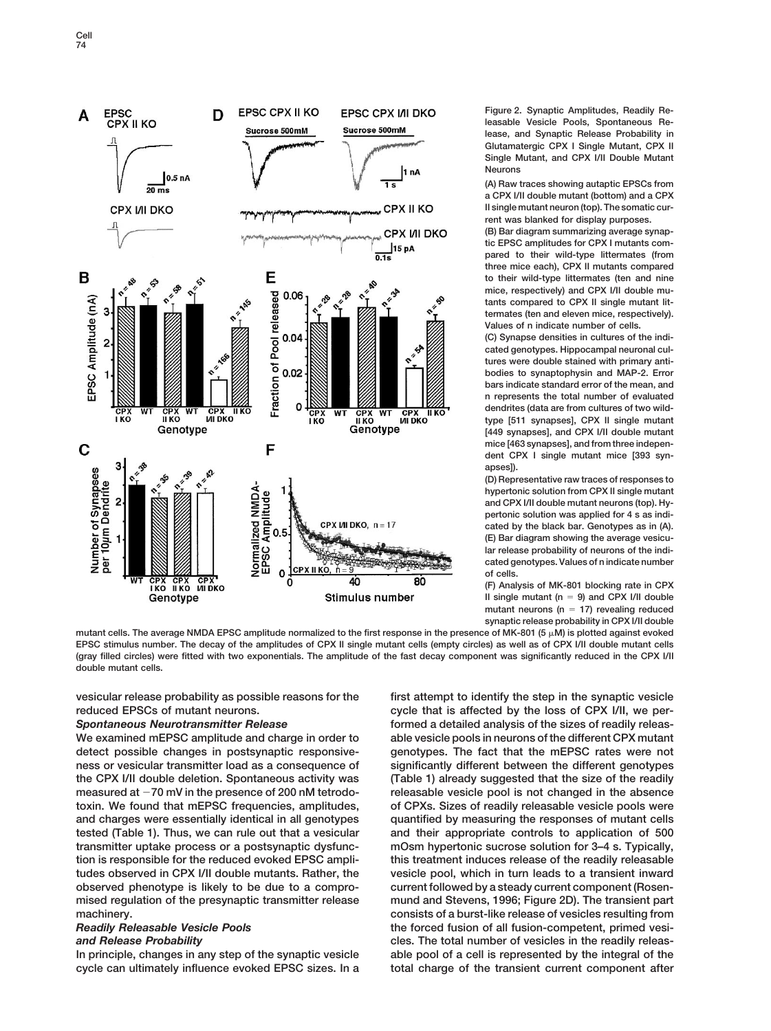Figure 2. Synaptic Amplitudes, Readily Releasable Vesicle Pools, Spontaneous Release, and Synaptic Release Probability in Glutamatergic CPX I Single Mutant, CPX II Single Mutant, and CPX I/II Double Mutant Neurons

(A) Raw traces showing autaptic EPSCs from a CPX I/II double mutant (bottom) and a CPX II single mutant neuron (top). The somatic current was blanked for display purposes.

(B) Bar diagram summarizing average synaptic EPSC amplitudes for CPX I mutants compared to their wild-type littermates (from three mice each), CPX II mutants compared to their wild-type littermates (ten and nine mice, respectively) and CPX I/II double mutants compared to CPX II single mutant littermates (ten and eleven mice, respectively). Values of n indicate number of cells.

(C) Synapse densities in cultures of the indicated genotypes. Hippocampal neuronal cultures were double stained with primary antibodies to synaptophysin and MAP-2. Error bars indicate standard error of the mean, and n represents the total number of evaluated dendrites (data are from cultures of two wild-type [511 synapses], CPX II single mutant [449 synapses], and CPX I/II double mutant mice [463 synapses], and from three independent CPX I single mutant mice [393 synapses]).

(D) Representative raw traces of responses to hypertonic solution from CPX II single mutant and CPX I/II double mutant neurons (top). Hypertonic solution was applied for 4 s as indicated by the black bar. Genotypes as in (A).

(E) Bar diagram showing the average vesicular release probability of neurons of the indicated genotypes. Values of n indicate number of cells.

(F) Analysis of MK-801 blocking rate in CPX II single mutant (n = 9) and CPX I/II double mutant neurons (n = 17) revealing reduced synaptic release probability in CPX I/II double mutant cells. The average NMDA EPSC amplitude normalized to the first response in the presence of MK-801 (5 μM) is plotted against evoked EPSC stimulus number. The decay of the amplitudes of CPX II single mutant cells (empty circles) as well as of CPX I/II double mutant cells (gray filled circles) were fitted with two exponentials. The amplitude of the fast decay component was significantly reduced in the CPX I/II double mutant cells.

vesicular release probability as possible reasons for the reduced EPSCs of mutant neurons.

### *Spontaneous Neurotransmitter Release*

We examined mEPSC amplitude and charge in order to detect possible changes in postsynaptic responsiveness or vesicular transmitter load as a consequence of the CPX I/II double deletion. Spontaneous activity was measured at −70 mV in the presence of 200 nM tetrodotoxin. We found that mEPSC frequencies, amplitudes, and charges were essentially identical in all genotypes tested (Table 1). Thus, we can rule out that a vesicular transmitter uptake process or a postsynaptic dysfunction is responsible for the reduced evoked EPSC amplitudes observed in CPX I/II double mutants. Rather, the observed phenotype is likely to be due to a compromised regulation of the presynaptic transmitter release machinery.

### *Readily Releasable Vesicle Pools and Release Probability*

In principle, changes in any step of the synaptic vesicle cycle can ultimately influence evoked EPSC sizes. In a first attempt to identify the step in the synaptic vesicle cycle that is affected by the loss of CPX I/II, we performed a detailed analysis of the sizes of readily releasable vesicle pools in neurons of the different CPX mutant genotypes. The fact that the mEPSC rates were not significantly different between the different genotypes (Table 1) already suggested that the size of the readily releasable vesicle pool is not changed in the absence of CPXs. Sizes of readily releasable vesicle pools were quantified by measuring the responses of mutant cells and their appropriate controls to application of 500 mOsm hypertonic sucrose solution for 3–4 s. Typically, this treatment induces release of the readily releasable vesicle pool, which in turn leads to a transient inward current followed by a steady current component (Rosenmund and Stevens, 1996; Figure 2D). The transient part consists of a burst-like release of vesicles resulting from the forced fusion of all fusion-competent, primed vesicles. The total number of vesicles in the readily releasable pool of a cell is represented by the integral of the total charge of the transient current component after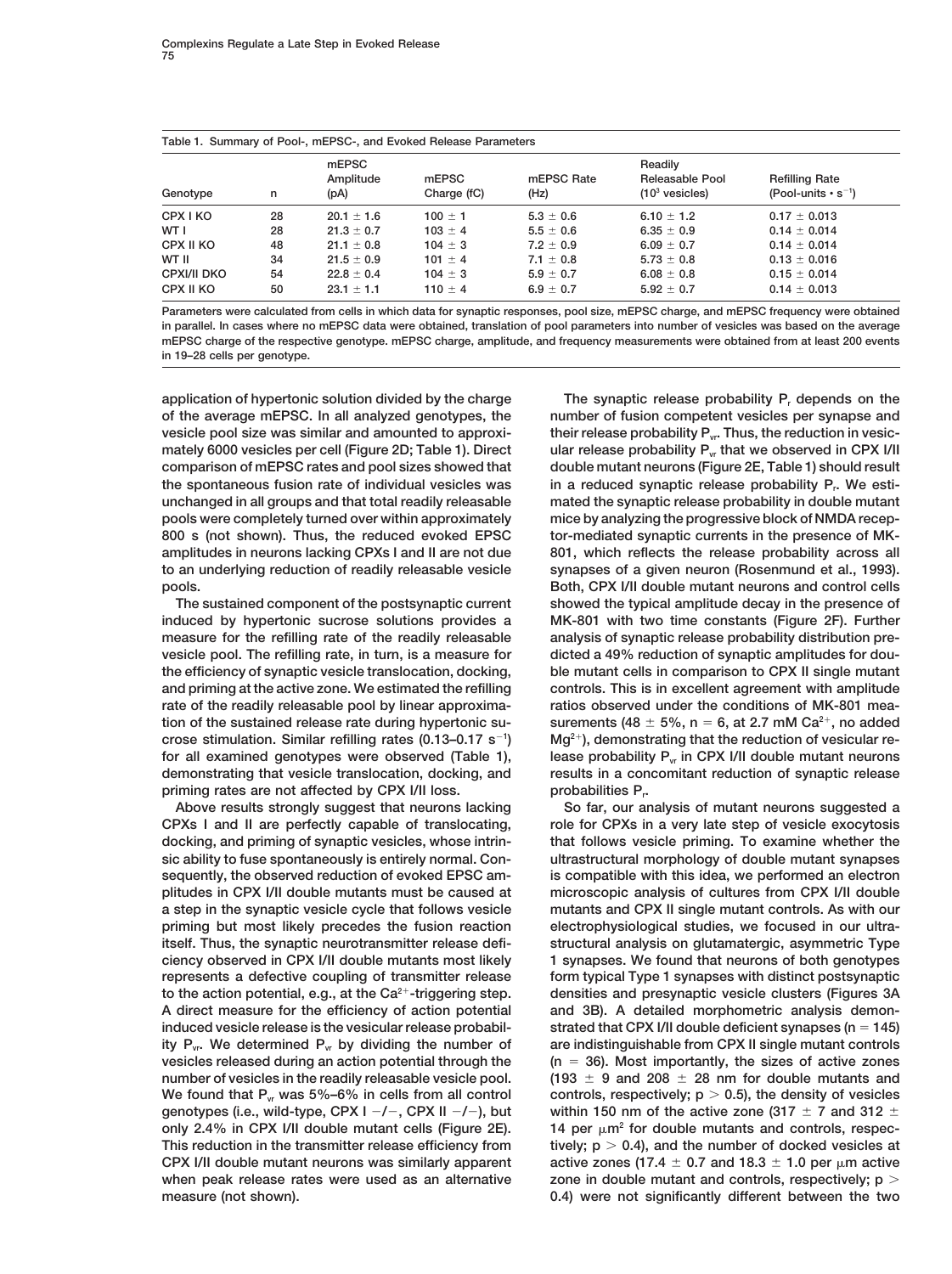Table 1. Summary of Pool-, mEPSC-, and Evoked Release Parameters

| Genotype | n | mEPSC Amplitude (pA) | mEPSC Charge (fC) | mEPSC Rate (Hz) | Readily Releasable Pool ($10^3$ vesicles) | Refilling Rate (Pool-units $\cdot$ $s^{-1}$) |
|---|---|---|---|---|---|---|
| CPX I KO | 28 | 20.1 ± 1.6 | 100 ± 1 | 5.3 ± 0.6 | 6.10 ± 1.2 | 0.17 ± 0.013 |
| WT I | 28 | 21.3 ± 0.7 | 103 ± 4 | 5.5 ± 0.6 | 6.35 ± 0.9 | 0.14 ± 0.014 |
| CPX II KO | 48 | 21.1 ± 0.8 | 104 ± 3 | 7.2 ± 0.9 | 6.09 ± 0.7 | 0.14 ± 0.014 |
| WT II | 34 | 21.5 ± 0.9 | 101 ± 4 | 7.1 ± 0.8 | 5.73 ± 0.8 | 0.13 ± 0.016 |
| CPXI/II DKO | 54 | 22.8 ± 0.4 | 104 ± 3 | 5.9 ± 0.7 | 6.08 ± 0.8 | 0.15 ± 0.014 |
| CPX II KO | 50 | 23.1 ± 1.1 | 110 ± 4 | 6.9 ± 0.7 | 5.92 ± 0.7 | 0.14 ± 0.013 |

Parameters were calculated from cells in which data for synaptic responses, pool size, mEPSC charge, and mEPSC frequency were obtained in parallel. In cases where no mEPSC data were obtained, translation of pool parameters into number of vesicles was based on the average mEPSC charge of the respective genotype. mEPSC charge, amplitude, and frequency measurements were obtained from at least 200 events in 19–28 cells per genotype.

application of hypertonic solution divided by the charge of the average mEPSC. In all analyzed genotypes, the vesicle pool size was similar and amounted to approximately 6000 vesicles per cell (Figure 2D; Table 1). Direct comparison of mEPSC rates and pool sizes showed that the spontaneous fusion rate of individual vesicles was unchanged in all groups and that total readily releasable pools were completely turned over within approximately 800 s (not shown). Thus, the reduced evoked EPSC amplitudes in neurons lacking CPXs I and II are not due to an underlying reduction of readily releasable vesicle pools.

The sustained component of the postsynaptic current induced by hypertonic sucrose solutions provides a measure for the refilling rate of the readily releasable vesicle pool. The refilling rate, in turn, is a measure for the efficiency of synaptic vesicle translocation, docking, and priming at the active zone. We estimated the refilling rate of the readily releasable pool by linear approximation of the sustained release rate during hypertonic sucrose stimulation. Similar refilling rates (0.13–0.17 $s^{-1}$) for all examined genotypes were observed (Table 1), demonstrating that vesicle translocation, docking, and priming rates are not affected by CPX I/II loss.

Above results strongly suggest that neurons lacking CPXs I and II are perfectly capable of translocating, docking, and priming of synaptic vesicles, whose intrinsic ability to fuse spontaneously is entirely normal. Consequently, the observed reduction of evoked EPSC amplitudes in CPX I/II double mutants must be caused at a step in the synaptic vesicle cycle that follows vesicle priming but most likely precedes the fusion reaction itself. Thus, the synaptic neurotransmitter release deficiency observed in CPX I/II double mutants most likely represents a defective coupling of transmitter release to the action potential, e.g., at the $Ca^{2+}$-triggering step. A direct measure for the efficiency of action potential induced vesicle release is the vesicular release probability $P_{vr}$. We determined $P_{vr}$ by dividing the number of vesicles released during an action potential through the number of vesicles in the readily releasable vesicle pool. We found that $P_{vr}$ was 5%–6% in cells from all control genotypes (i.e., wild-type, CPX I −/−, CPX II −/−), but only 2.4% in CPX I/II double mutant cells (Figure 2E). This reduction in the transmitter release efficiency from CPX I/II double mutant neurons was similarly apparent when peak release rates were used as an alternative measure (not shown).

The synaptic release probability $P_r$ depends on the number of fusion competent vesicles per synapse and their release probability $P_{vr}$. Thus, the reduction in vesicular release probability $P_{vr}$ that we observed in CPX I/II double mutant neurons (Figure 2E, Table 1) should result in a reduced synaptic release probability $P_r$. We estimated the synaptic release probability in double mutant mice by analyzing the progressive block of NMDA receptor-mediated synaptic currents in the presence of MK-801, which reflects the release probability across all synapses of a given neuron (Rosenmund et al., 1993). Both, CPX I/II double mutant neurons and control cells showed the typical amplitude decay in the presence of MK-801 with two time constants (Figure 2F). Further analysis of synaptic release probability distribution predicted a 49% reduction of synaptic amplitudes for double mutant cells in comparison to CPX II single mutant controls. This is in excellent agreement with amplitude ratios observed under the conditions of MK-801 measurements (48 ± 5%, n = 6, at 2.7 mM $Ca^{2+}$, no added $Mg^{2+}$), demonstrating that the reduction of vesicular release probability $P_{vr}$ in CPX I/II double mutant neurons results in a concomitant reduction of synaptic release probabilities $P_r$.

So far, our analysis of mutant neurons suggested a role for CPXs in a very late step of vesicle exocytosis that follows vesicle priming. To examine whether the ultrastructural morphology of double mutant synapses is compatible with this idea, we performed an electron microscopic analysis of cultures from CPX I/II double mutants and CPX II single mutant controls. As with our electrophysiological studies, we focused in our ultrastructural analysis on glutamatergic, asymmetric Type 1 synapses. We found that neurons of both genotypes form typical Type 1 synapses with distinct postsynaptic densities and presynaptic vesicle clusters (Figures 3A and 3B). A detailed morphometric analysis demonstrated that CPX I/II double deficient synapses (n = 145) are indistinguishable from CPX II single mutant controls (n = 36). Most importantly, the sizes of active zones (193 ± 9 and 208 ± 28 nm for double mutants and controls, respectively; $p > 0.5$), the density of vesicles within 150 nm of the active zone (317 ± 7 and 312 ± 14 per $\mu m^2$ for double mutants and controls, respectively; $p > 0.4$), and the number of docked vesicles at active zones (17.4 ± 0.7 and 18.3 ± 1.0 per $\mu$m active zone in double mutant and controls, respectively; $p > 0.4$) were not significantly different between the two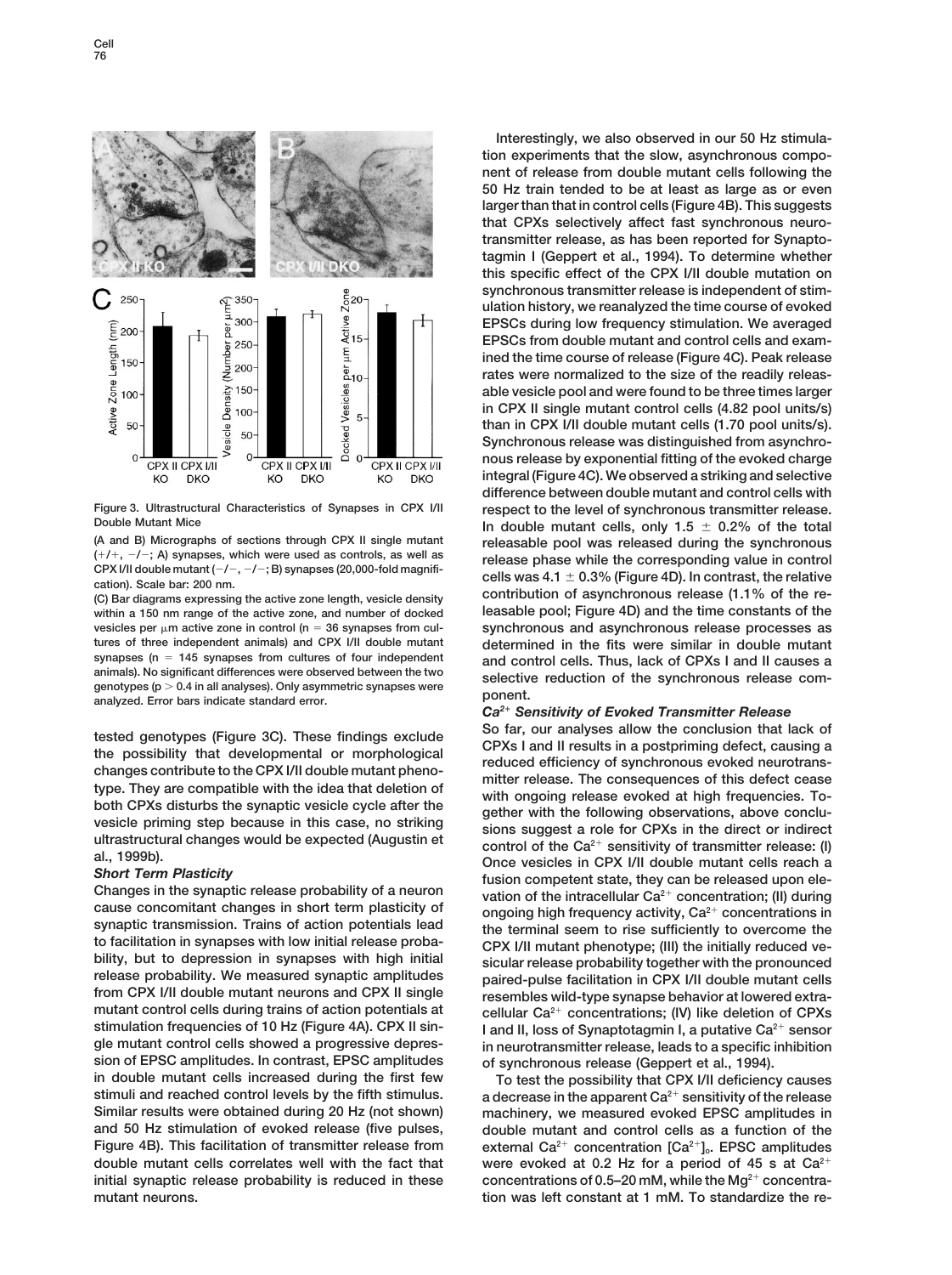Figure 3. Ultrastructural Characteristics of Synapses in CPX I/II Double Mutant Mice

(A and B) Micrographs of sections through CPX II single mutant (+/+, −/−; A) synapses, which were used as controls, as well as CPX I/II double mutant (−/−, −/−; B) synapses (20,000-fold magnification). Scale bar: 200 nm.

(C) Bar diagrams expressing the active zone length, vesicle density within a 150 nm range of the active zone, and number of docked vesicles per μm active zone in control (n = 36 synapses from cultures of three independent animals) and CPX I/II double mutant synapses (n = 145 synapses from cultures of four independent animals). No significant differences were observed between the two genotypes (p > 0.4 in all analyses). Only asymmetric synapses were analyzed. Error bars indicate standard error.

tested genotypes (Figure 3C). These findings exclude the possibility that developmental or morphological changes contribute to the CPX I/II double mutant phenotype. They are compatible with the idea that deletion of both CPXs disturbs the synaptic vesicle cycle after the vesicle priming step because in this case, no striking ultrastructural changes would be expected (Augustin et al., 1999b).

### *Short Term Plasticity*

Changes in the synaptic release probability of a neuron cause concomitant changes in short term plasticity of synaptic transmission. Trains of action potentials lead to facilitation in synapses with low initial release probability, but to depression in synapses with high initial release probability. We measured synaptic amplitudes from CPX I/II double mutant neurons and CPX II single mutant control cells during trains of action potentials at stimulation frequencies of 10 Hz (Figure 4A). CPX II single mutant control cells showed a progressive depression of EPSC amplitudes. In contrast, EPSC amplitudes in double mutant cells increased during the first few stimuli and reached control levels by the fifth stimulus. Similar results were obtained during 20 Hz (not shown) and 50 Hz stimulation of evoked release (five pulses, Figure 4B). This facilitation of transmitter release from double mutant cells correlates well with the fact that initial synaptic release probability is reduced in these mutant neurons.

Interestingly, we also observed in our 50 Hz stimulation experiments that the slow, asynchronous component of release from double mutant cells following the 50 Hz train tended to be at least as large as or even larger than that in control cells (Figure 4B). This suggests that CPXs selectively affect fast synchronous neurotransmitter release, as has been reported for Synaptotagmin I (Geppert et al., 1994). To determine whether this specific effect of the CPX I/II double mutation on synchronous transmitter release is independent of stimulation history, we reanalyzed the time course of evoked EPSCs during low frequency stimulation. We averaged EPSCs from double mutant and control cells and examined the time course of release (Figure 4C). Peak release rates were normalized to the size of the readily releasable vesicle pool and were found to be three times larger in CPX II single mutant control cells (4.82 pool units/s) than in CPX I/II double mutant cells (1.70 pool units/s). Synchronous release was distinguished from asynchronous release by exponential fitting of the evoked charge integral (Figure 4C). We observed a striking and selective difference between double mutant and control cells with respect to the level of synchronous transmitter release. In double mutant cells, only 1.5 ± 0.2% of the total releasable pool was released during the synchronous release phase while the corresponding value in control cells was 4.1 ± 0.3% (Figure 4D). In contrast, the relative contribution of asynchronous release (1.1% of the releasable pool; Figure 4D) and the time constants of the synchronous and asynchronous release processes as determined in the fits were similar in double mutant and control cells. Thus, lack of CPXs I and II causes a selective reduction of the synchronous release component.

### *$Ca^{2+}$ Sensitivity of Evoked Transmitter Release*

So far, our analyses allow the conclusion that lack of CPXs I and II results in a postpriming defect, causing a reduced efficiency of synchronous evoked neurotransmitter release. The consequences of this defect cease with ongoing release evoked at high frequencies. Together with the following observations, above conclusions suggest a role for CPXs in the direct or indirect control of the $Ca^{2+}$ sensitivity of transmitter release: (I) Once vesicles in CPX I/II double mutant cells reach a fusion competent state, they can be released upon elevation of the intracellular $Ca^{2+}$ concentration; (II) during ongoing high frequency activity, $Ca^{2+}$ concentrations in the terminal seem to rise sufficiently to overcome the CPX I/II mutant phenotype; (III) the initially reduced vesicular release probability together with the pronounced paired-pulse facilitation in CPX I/II double mutant cells resembles wild-type synapse behavior at lowered extracellular $Ca^{2+}$ concentrations; (IV) like deletion of CPXs I and II, loss of Synaptotagmin I, a putative $Ca^{2+}$ sensor in neurotransmitter release, leads to a specific inhibition of synchronous release (Geppert et al., 1994).

To test the possibility that CPX I/II deficiency causes a decrease in the apparent $Ca^{2+}$ sensitivity of the release machinery, we measured evoked EPSC amplitudes in double mutant and control cells as a function of the external $Ca^{2+}$ concentration $[Ca^{2+}]_o$. EPSC amplitudes were evoked at 0.2 Hz for a period of 45 s at $Ca^{2+}$ concentrations of 0.5–20 mM, while the $Mg^{2+}$ concentration was left constant at 1 mM. To standardize the re-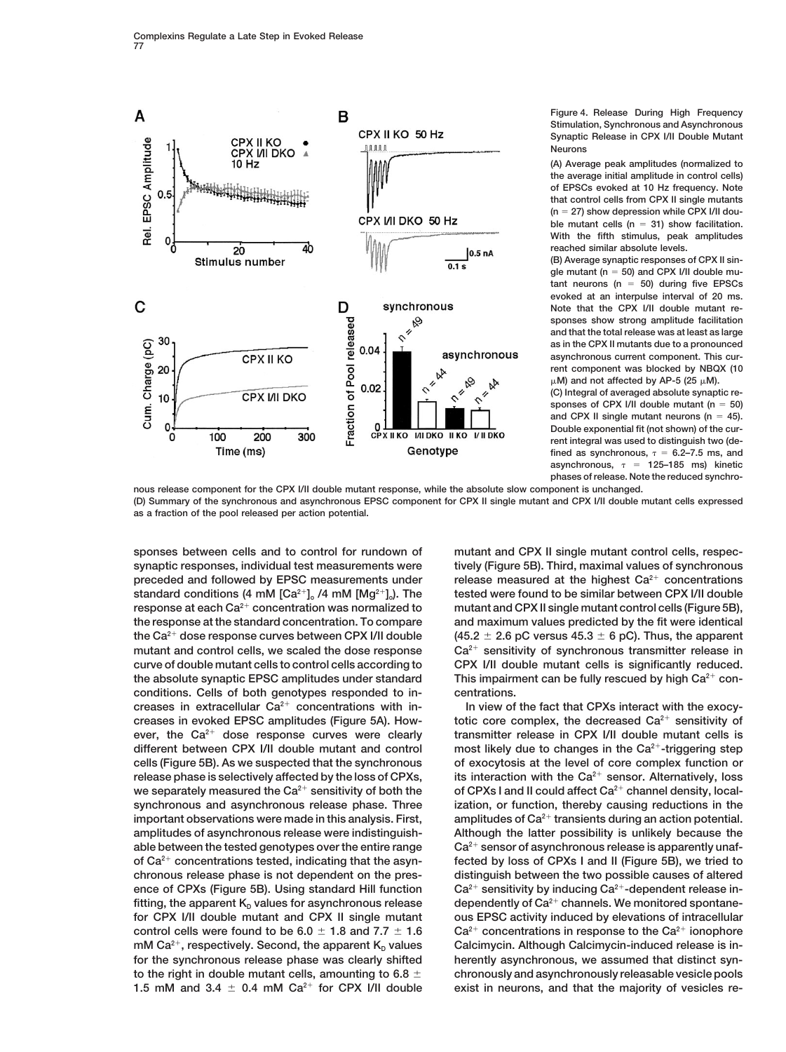Figure 4. Release During High Frequency Stimulation, Synchronous and Asynchronous Synaptic Release in CPX I/II Double Mutant Neurons

(A) Average peak amplitudes (normalized to the average initial amplitude in control cells) of EPSCs evoked at 10 Hz frequency. Note that control cells from CPX II single mutants (n = 27) show depression while CPX I/II double mutant cells (n = 31) show facilitation. With the fifth stimulus, peak amplitudes reached similar absolute levels.

(B) Average synaptic responses of CPX II single mutant (n = 50) and CPX I/II double mutant neurons (n = 50) during five EPSCs evoked at an interpulse interval of 20 ms. Note that the CPX I/II double mutant responses show strong amplitude facilitation and that the total release was at least as large as in the CPX II mutants due to a pronounced asynchronous current component. This current component was blocked by NBQX (10 μM) and not affected by AP-5 (25 μM).

(C) Integral of averaged absolute synaptic responses of CPX I/II double mutant (n = 50) and CPX II single mutant neurons (n = 45). Double exponential fit (not shown) of the current integral was used to distinguish two (defined as synchronous, $\tau$ = 6.2–7.5 ms, and asynchronous, $\tau$ = 125–185 ms) kinetic phases of release. Note the reduced synchronous release component for the CPX I/II double mutant response, while the absolute slow component is unchanged.

(D) Summary of the synchronous and asynchronous EPSC component for CPX II single mutant and CPX I/II double mutant cells expressed as a fraction of the pool released per action potential.

sponses between cells and to control for rundown of synaptic responses, individual test measurements were preceded and followed by EPSC measurements under standard conditions (4 mM $[Ca^{2+}]_o$ /4 mM $[Mg^{2+}]_o$). The response at each $Ca^{2+}$ concentration was normalized to the response at the standard concentration. To compare the $Ca^{2+}$ dose response curves between CPX I/II double mutant and control cells, we scaled the dose response curve of double mutant cells to control cells according to the absolute synaptic EPSC amplitudes under standard conditions. Cells of both genotypes responded to increases in extracellular $Ca^{2+}$ concentrations with increases in evoked EPSC amplitudes (Figure 5A). However, the $Ca^{2+}$ dose response curves were clearly different between CPX I/II double mutant and control cells (Figure 5B). As we suspected that the synchronous release phase is selectively affected by the loss of CPXs, we separately measured the $Ca^{2+}$ sensitivity of both the synchronous and asynchronous release phase. Three important observations were made in this analysis. First, amplitudes of asynchronous release were indistinguishable between the tested genotypes over the entire range of $Ca^{2+}$ concentrations tested, indicating that the asynchronous release phase is not dependent on the presence of CPXs (Figure 5B). Using standard Hill function fitting, the apparent $K_D$ values for asynchronous release for CPX I/II double mutant and CPX II single mutant control cells were found to be 6.0 ± 1.8 and 7.7 ± 1.6 mM $Ca^{2+}$, respectively. Second, the apparent $K_D$ values for the synchronous release phase was clearly shifted to the right in double mutant cells, amounting to 6.8 ± 1.5 mM and 3.4 ± 0.4 mM $Ca^{2+}$ for CPX I/II double mutant and CPX II single mutant control cells, respectively (Figure 5B). Third, maximal values of synchronous release measured at the highest $Ca^{2+}$ concentrations tested were found to be similar between CPX I/II double mutant and CPX II single mutant control cells (Figure 5B), and maximum values predicted by the fit were identical (45.2 ± 2.6 pC versus 45.3 ± 6 pC). Thus, the apparent $Ca^{2+}$ sensitivity of synchronous transmitter release in CPX I/II double mutant cells is significantly reduced. This impairment can be fully rescued by high $Ca^{2+}$ concentrations.

In view of the fact that CPXs interact with the exocytotic core complex, the decreased $Ca^{2+}$ sensitivity of transmitter release in CPX I/II double mutant cells is most likely due to changes in the $Ca^{2+}$-triggering step of exocytosis at the level of core complex function or its interaction with the $Ca^{2+}$ sensor. Alternatively, loss of CPXs I and II could affect $Ca^{2+}$ channel density, localization, or function, thereby causing reductions in the amplitudes of $Ca^{2+}$ transients during an action potential. Although the latter possibility is unlikely because the $Ca^{2+}$ sensor of asynchronous release is apparently unaffected by loss of CPXs I and II (Figure 5B), we tried to distinguish between the two possible causes of altered $Ca^{2+}$ sensitivity by inducing $Ca^{2+}$-dependent release independently of $Ca^{2+}$ channels. We monitored spontaneous EPSC activity induced by elevations of intracellular $Ca^{2+}$ concentrations in response to the $Ca^{2+}$ ionophore Calcimycin. Although Calcimycin-induced release is inherently asynchronous, we assumed that distinct synchronously and asynchronously releasable vesicle pools exist in neurons, and that the majority of vesicles re-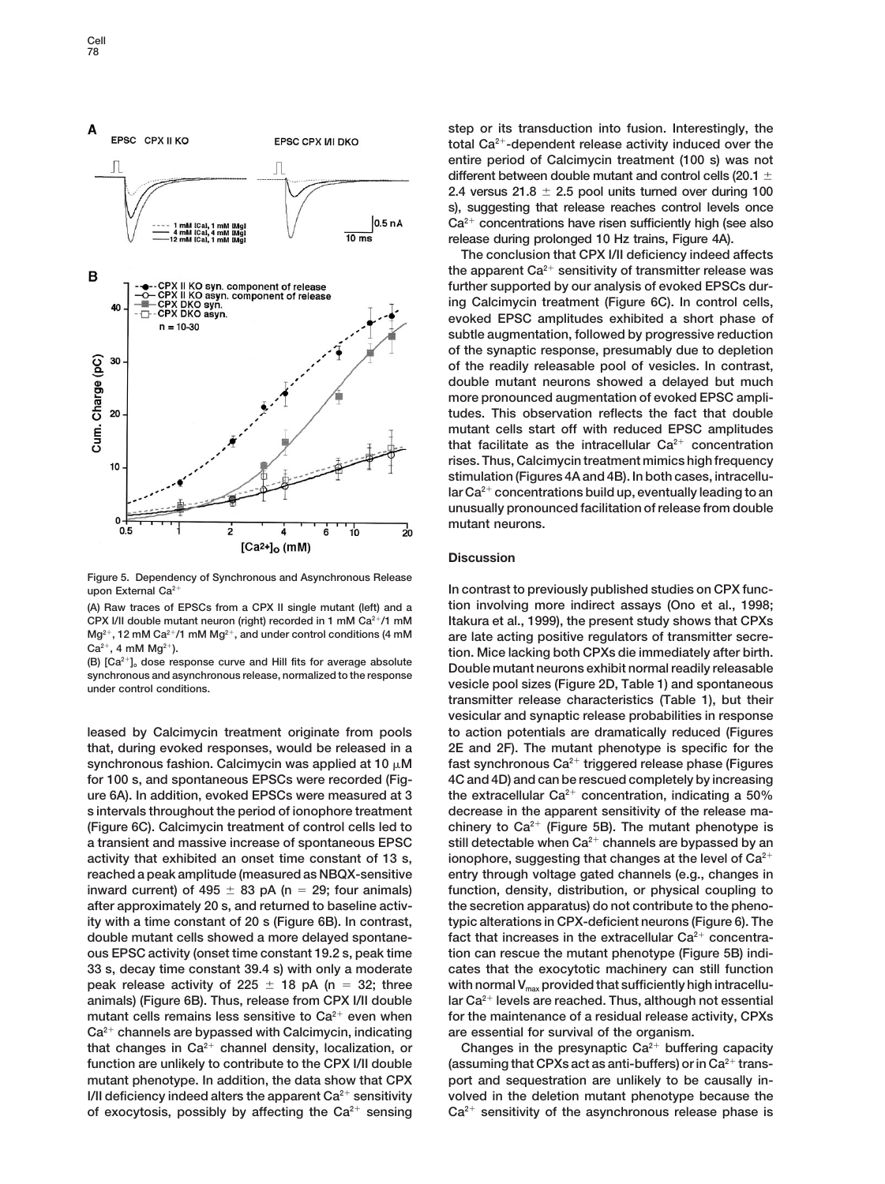Figure 5. Dependency of Synchronous and Asynchronous Release upon External $Ca^{2+}$

(A) Raw traces of EPSCs from a CPX II single mutant (left) and a CPX I/II double mutant neuron (right) recorded in 1 mM $Ca^{2+}$/1 mM $Mg^{2+}$, 12 mM $Ca^{2+}$/1 mM $Mg^{2+}$, and under control conditions (4 mM $Ca^{2+}$, 4 mM $Mg^{2+}$).

(B) $[Ca^{2+}]_o$ dose response curve and Hill fits for average absolute synchronous and asynchronous release, normalized to the response under control conditions.

leased by Calcimycin treatment originate from pools that, during evoked responses, would be released in a synchronous fashion. Calcimycin was applied at 10 $\mu$M for 100 s, and spontaneous EPSCs were recorded (Figure 6A). In addition, evoked EPSCs were measured at 3 s intervals throughout the period of ionophore treatment (Figure 6C). Calcimycin treatment of control cells led to a transient and massive increase of spontaneous EPSC activity that exhibited an onset time constant of 13 s, reached a peak amplitude (measured as NBQX-sensitive inward current) of 495 $\pm$ 83 pA (n = 29; four animals) after approximately 20 s, and returned to baseline activity with a time constant of 20 s (Figure 6B). In contrast, double mutant cells showed a more delayed spontaneous EPSC activity (onset time constant 19.2 s, peak time 33 s, decay time constant 39.4 s) with only a moderate peak release activity of 225 $\pm$ 18 pA (n = 32; three animals) (Figure 6B). Thus, release from CPX I/II double mutant cells remains less sensitive to $Ca^{2+}$ even when $Ca^{2+}$ channels are bypassed with Calcimycin, indicating that changes in $Ca^{2+}$ channel density, localization, or function are unlikely to contribute to the CPX I/II double mutant phenotype. In addition, the data show that CPX I/II deficiency indeed alters the apparent $Ca^{2+}$ sensitivity of exocytosis, possibly by affecting the $Ca^{2+}$ sensing step or its transduction into fusion. Interestingly, the total $Ca^{2+}$-dependent release activity induced over the entire period of Calcimycin treatment (100 s) was not different between double mutant and control cells (20.1 $\pm$ 2.4 versus 21.8 $\pm$ 2.5 pool units turned over during 100 s), suggesting that release reaches control levels once $Ca^{2+}$ concentrations have risen sufficiently high (see also release during prolonged 10 Hz trains, Figure 4A).

The conclusion that CPX I/II deficiency indeed affects the apparent $Ca^{2+}$ sensitivity of transmitter release was further supported by our analysis of evoked EPSCs during Calcimycin treatment (Figure 6C). In control cells, evoked EPSC amplitudes exhibited a short phase of subtle augmentation, followed by progressive reduction of the synaptic response, presumably due to depletion of the readily releasable pool of vesicles. In contrast, double mutant neurons showed a delayed but much more pronounced augmentation of evoked EPSC amplitudes. This observation reflects the fact that double mutant cells start off with reduced EPSC amplitudes that facilitate as the intracellular $Ca^{2+}$ concentration rises. Thus, Calcimycin treatment mimics high frequency stimulation (Figures 4A and 4B). In both cases, intracellular $Ca^{2+}$ concentrations build up, eventually leading to an unusually pronounced facilitation of release from double mutant neurons.

## Discussion

In contrast to previously published studies on CPX function involving more indirect assays (Ono et al., 1998; Itakura et al., 1999), the present study shows that CPXs are late acting positive regulators of transmitter secretion. Mice lacking both CPXs die immediately after birth. Double mutant neurons exhibit normal readily releasable vesicle pool sizes (Figure 2D, Table 1) and spontaneous transmitter release characteristics (Table 1), but their vesicular and synaptic release probabilities in response to action potentials are dramatically reduced (Figures 2E and 2F). The mutant phenotype is specific for the fast synchronous $Ca^{2+}$ triggered release phase (Figures 4C and 4D) and can be rescued completely by increasing the extracellular $Ca^{2+}$ concentration, indicating a 50% decrease in the apparent sensitivity of the release machinery to $Ca^{2+}$ (Figure 5B). The mutant phenotype is still detectable when $Ca^{2+}$ channels are bypassed by an ionophore, suggesting that changes at the level of $Ca^{2+}$ entry through voltage gated channels (e.g., changes in function, density, distribution, or physical coupling to the secretion apparatus) do not contribute to the phenotypic alterations in CPX-deficient neurons (Figure 6). The fact that increases in the extracellular $Ca^{2+}$ concentration can rescue the mutant phenotype (Figure 5B) indicates that the exocytotic machinery can still function with normal $V_{max}$ provided that sufficiently high intracellular $Ca^{2+}$ levels are reached. Thus, although not essential for the maintenance of a residual release activity, CPXs are essential for survival of the organism.

Changes in the presynaptic $Ca^{2+}$ buffering capacity (assuming that CPXs act as anti-buffers) or in $Ca^{2+}$ transport and sequestration are unlikely to be causally involved in the deletion mutant phenotype because the $Ca^{2+}$ sensitivity of the asynchronous release phase is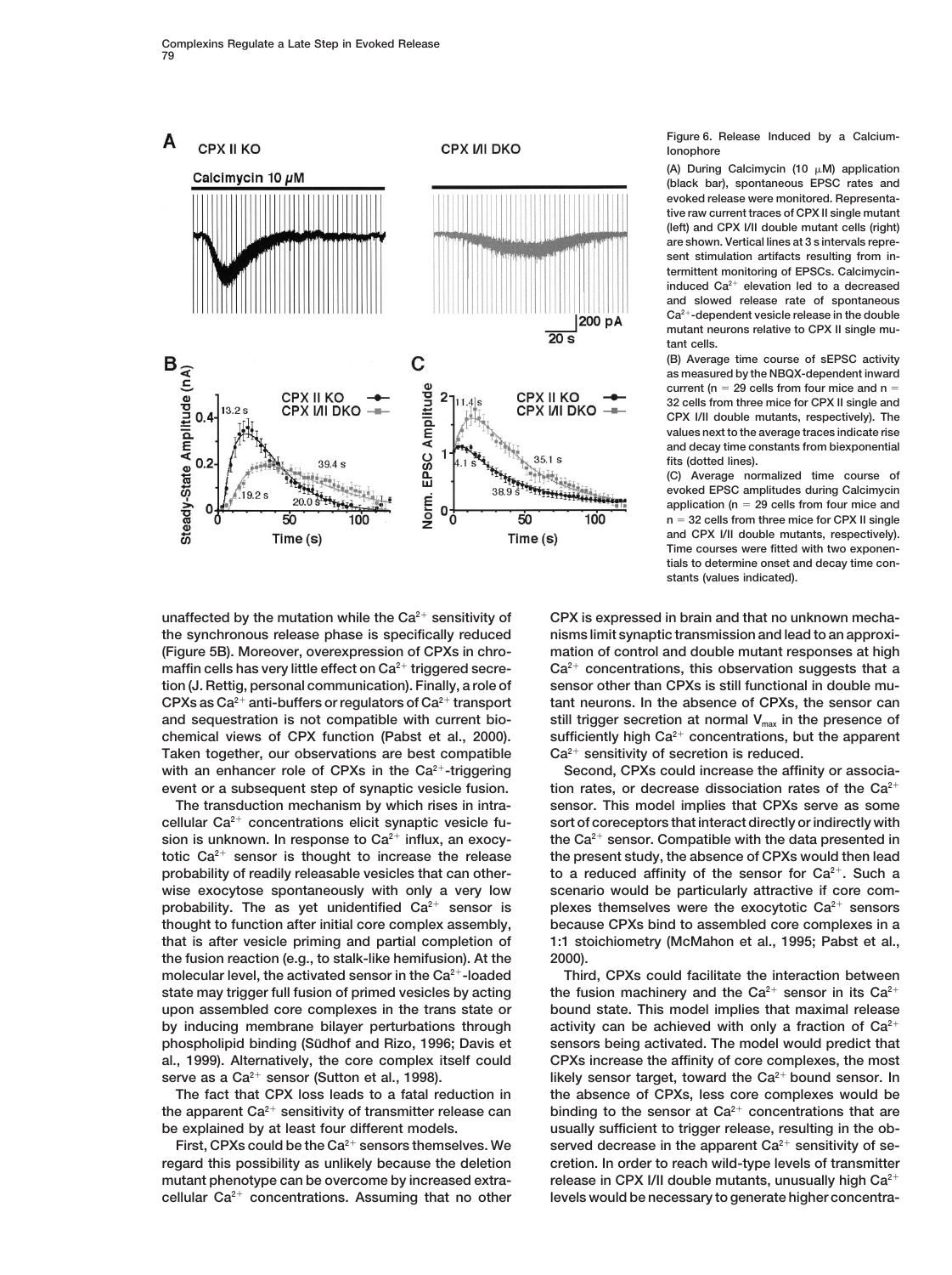Figure 6. Release Induced by a Calcium-Ionophore

(A) During Calcimycin (10 μM) application (black bar), spontaneous EPSC rates and evoked release were monitored. Representative raw current traces of CPX II single mutant (left) and CPX I/II double mutant cells (right) are shown. Vertical lines at 3 s intervals represent stimulation artifacts resulting from intermittent monitoring of EPSCs. Calcimycin-induced $Ca^{2+}$ elevation led to a decreased and slowed release rate of spontaneous $Ca^{2+}$-dependent vesicle release in the double mutant neurons relative to CPX II single mutant cells.

(B) Average time course of sEPSC activity as measured by the NBQX-dependent inward current (n = 29 cells from four mice and n = 32 cells from three mice for CPX II single and CPX I/II double mutants, respectively). The values next to the average traces indicate rise and decay time constants from biexponential fits (dotted lines).

(C) Average normalized time course of evoked EPSC amplitudes during Calcimycin application (n = 29 cells from four mice and n = 32 cells from three mice for CPX II single and CPX I/II double mutants, respectively). Time courses were fitted with two exponentials to determine onset and decay time constants (values indicated).

unaffected by the mutation while the $Ca^{2+}$ sensitivity of the synchronous release phase is specifically reduced (Figure 5B). Moreover, overexpression of CPXs in chromaffin cells has very little effect on $Ca^{2+}$ triggered secretion (J. Rettig, personal communication). Finally, a role of CPXs as $Ca^{2+}$ anti-buffers or regulators of $Ca^{2+}$ transport and sequestration is not compatible with current biochemical views of CPX function (Pabst et al., 2000). Taken together, our observations are best compatible with an enhancer role of CPXs in the $Ca^{2+}$-triggering event or a subsequent step of synaptic vesicle fusion.

The transduction mechanism by which rises in intracellular $Ca^{2+}$ concentrations elicit synaptic vesicle fusion is unknown. In response to $Ca^{2+}$ influx, an exocytotic $Ca^{2+}$ sensor is thought to increase the release probability of readily releasable vesicles that can otherwise exocytose spontaneously with only a very low probability. The as yet unidentified $Ca^{2+}$ sensor is thought to function after initial core complex assembly, that is after vesicle priming and partial completion of the fusion reaction (e.g., to stalk-like hemifusion). At the molecular level, the activated sensor in the $Ca^{2+}$-loaded state may trigger full fusion of primed vesicles by acting upon assembled core complexes in the trans state or by inducing membrane bilayer perturbations through phospholipid binding (Südhof and Rizo, 1996; Davis et al., 1999). Alternatively, the core complex itself could serve as a $Ca^{2+}$ sensor (Sutton et al., 1998).

The fact that CPX loss leads to a fatal reduction in the apparent $Ca^{2+}$ sensitivity of transmitter release can be explained by at least four different models.

First, CPXs could be the $Ca^{2+}$ sensors themselves. We regard this possibility as unlikely because the deletion mutant phenotype can be overcome by increased extracellular $Ca^{2+}$ concentrations. Assuming that no other CPX is expressed in brain and that no unknown mechanisms limit synaptic transmission and lead to an approximation of control and double mutant responses at high $Ca^{2+}$ concentrations, this observation suggests that a sensor other than CPXs is still functional in double mutant neurons. In the absence of CPXs, the sensor can still trigger secretion at normal $V_{max}$ in the presence of sufficiently high $Ca^{2+}$ concentrations, but the apparent $Ca^{2+}$ sensitivity of secretion is reduced.

Second, CPXs could increase the affinity or association rates, or decrease dissociation rates of the $Ca^{2+}$ sensor. This model implies that CPXs serve as some sort of coreceptors that interact directly or indirectly with the $Ca^{2+}$ sensor. Compatible with the data presented in the present study, the absence of CPXs would then lead to a reduced affinity of the sensor for $Ca^{2+}$. Such a scenario would be particularly attractive if core complexes themselves were the exocytotic $Ca^{2+}$ sensors because CPXs bind to assembled core complexes in a 1:1 stoichiometry (McMahon et al., 1995; Pabst et al., 2000).

Third, CPXs could facilitate the interaction between the fusion machinery and the $Ca^{2+}$ sensor in its $Ca^{2+}$ bound state. This model implies that maximal release activity can be achieved with only a fraction of $Ca^{2+}$ sensors being activated. The model would predict that CPXs increase the affinity of core complexes, the most likely sensor target, toward the $Ca^{2+}$ bound sensor. In the absence of CPXs, less core complexes would be binding to the sensor at $Ca^{2+}$ concentrations that are usually sufficient to trigger release, resulting in the observed decrease in the apparent $Ca^{2+}$ sensitivity of secretion. In order to reach wild-type levels of transmitter release in CPX I/II double mutants, unusually high $Ca^{2+}$ levels would be necessary to generate higher concentra-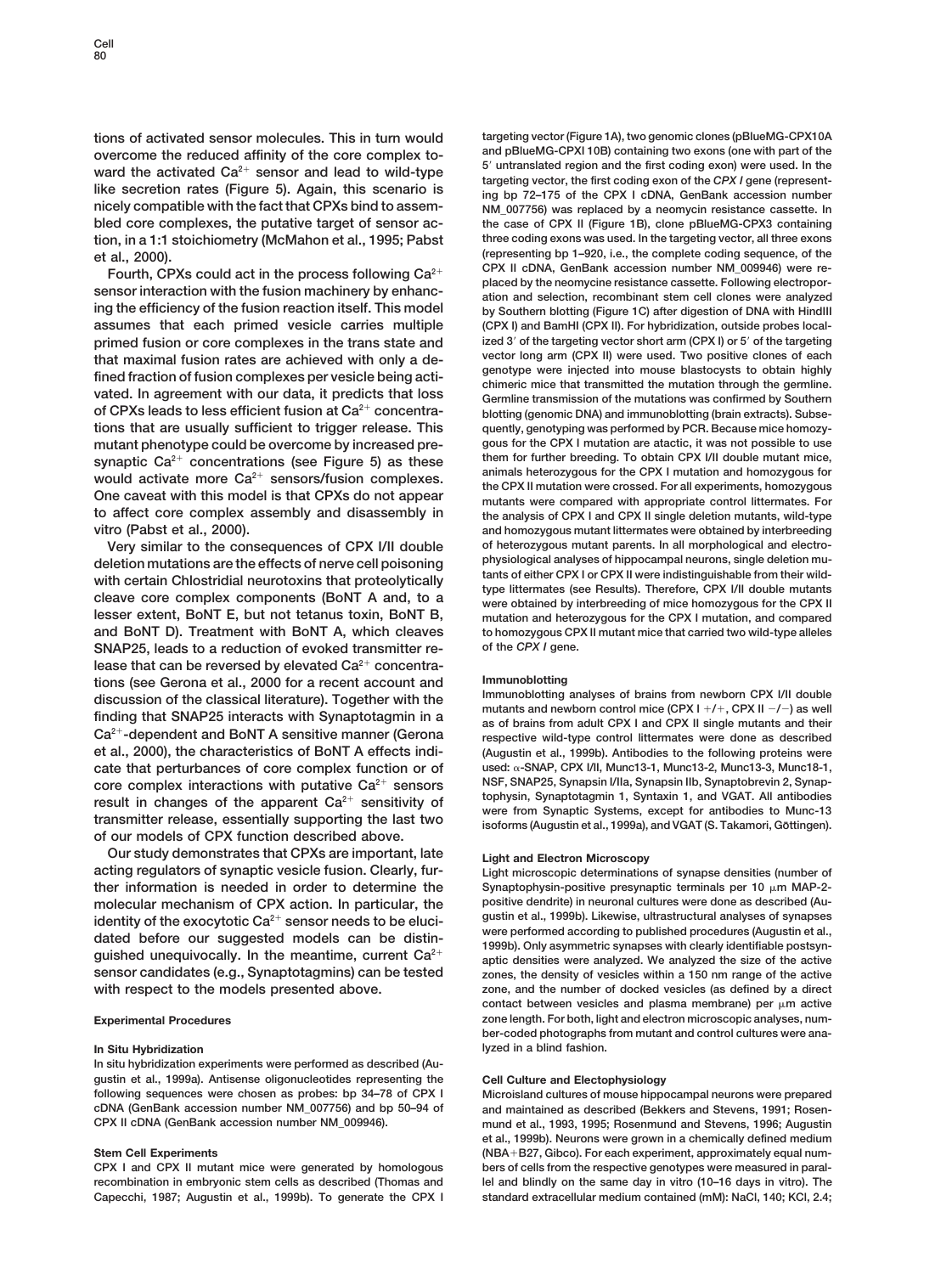tions of activated sensor molecules. This in turn would overcome the reduced affinity of the core complex toward the activated $Ca^{2+}$ sensor and lead to wild-type like secretion rates (Figure 5). Again, this scenario is nicely compatible with the fact that CPXs bind to assembled core complexes, the putative target of sensor action, in a 1:1 stoichiometry (McMahon et al., 1995; Pabst et al., 2000).

Fourth, CPXs could act in the process following $Ca^{2+}$ sensor interaction with the fusion machinery by enhancing the efficiency of the fusion reaction itself. This model assumes that each primed vesicle carries multiple primed fusion or core complexes in the trans state and that maximal fusion rates are achieved with only a defined fraction of fusion complexes per vesicle being activated. In agreement with our data, it predicts that loss of CPXs leads to less efficient fusion at $Ca^{2+}$ concentrations that are usually sufficient to trigger release. This mutant phenotype could be overcome by increased presynaptic $Ca^{2+}$ concentrations (see Figure 5) as these would activate more $Ca^{2+}$ sensors/fusion complexes. One caveat with this model is that CPXs do not appear to affect core complex assembly and disassembly in vitro (Pabst et al., 2000).

Very similar to the consequences of CPX I/II double deletion mutations are the effects of nerve cell poisoning with certain Chlostridial neurotoxins that proteolytically cleave core complex components (BoNT A and, to a lesser extent, BoNT E, but not tetanus toxin, BoNT B, and BoNT D). Treatment with BoNT A, which cleaves SNAP25, leads to a reduction of evoked transmitter release that can be reversed by elevated $Ca^{2+}$ concentrations (see Gerona et al., 2000 for a recent account and discussion of the classical literature). Together with the finding that SNAP25 interacts with Synaptotagmin in a $Ca^{2+}$-dependent and BoNT A sensitive manner (Gerona et al., 2000), the characteristics of BoNT A effects indicate that perturbances of core complex function or of core complex interactions with putative $Ca^{2+}$ sensors result in changes of the apparent $Ca^{2+}$ sensitivity of transmitter release, essentially supporting the last two of our models of CPX function described above.

Our study demonstrates that CPXs are important, late acting regulators of synaptic vesicle fusion. Clearly, further information is needed in order to determine the molecular mechanism of CPX action. In particular, the identity of the exocytotic $Ca^{2+}$ sensor needs to be elucidated before our suggested models can be distinguished unequivocally. In the meantime, current $Ca^{2+}$ sensor candidates (e.g., Synaptotagmins) can be tested with respect to the models presented above.

## Experimental Procedures

### In Situ Hybridization

In situ hybridization experiments were performed as described (Augustin et al., 1999a). Antisense oligonucleotides representing the following sequences were chosen as probes: bp 34–78 of CPX I cDNA (GenBank accession number NM_007756) and bp 50–94 of CPX II cDNA (GenBank accession number NM_009946).

### Stem Cell Experiments

CPX I and CPX II mutant mice were generated by homologous recombination in embryonic stem cells as described (Thomas and Capecchi, 1987; Augustin et al., 1999b). To generate the CPX I targeting vector (Figure 1A), two genomic clones (pBlueMG-CPX10A and pBlueMG-CPXI 10B) containing two exons (one with part of the 5′ untranslated region and the first coding exon) were used. In the targeting vector, the first coding exon of the *CPX I* gene (representing bp 72–175 of the CPX I cDNA, GenBank accession number NM_007756) was replaced by a neomycin resistance cassette. In the case of CPX II (Figure 1B), clone pBlueMG-CPX3 containing three coding exons was used. In the targeting vector, all three exons (representing bp 1–920, i.e., the complete coding sequence, of the CPX II cDNA, GenBank accession number NM_009946) were replaced by the neomycine resistance cassette. Following electroporation and selection, recombinant stem cell clones were analyzed by Southern blotting (Figure 1C) after digestion of DNA with HindIII (CPX I) and BamHI (CPX II). For hybridization, outside probes localized 3′ of the targeting vector short arm (CPX I) or 5′ of the targeting vector long arm (CPX II) were used. Two positive clones of each genotype were injected into mouse blastocysts to obtain highly chimeric mice that transmitted the mutation through the germline. Germline transmission of the mutations was confirmed by Southern blotting (genomic DNA) and immunoblotting (brain extracts). Subsequently, genotyping was performed by PCR. Because mice homozygous for the CPX I mutation are atactic, it was not possible to use them for further breeding. To obtain CPX I/II double mutant mice, animals heterozygous for the CPX I mutation and homozygous for the CPX II mutation were crossed. For all experiments, homozygous mutants were compared with appropriate control littermates. For the analysis of CPX I and CPX II single deletion mutants, wild-type and homozygous mutant littermates were obtained by interbreeding of heterozygous mutant parents. In all morphological and electrophysiological analyses of hippocampal neurons, single deletion mutants of either CPX I or CPX II were indistinguishable from their wild-type littermates (see Results). Therefore, CPX I/II double mutants were obtained by interbreeding of mice homozygous for the CPX II mutation and heterozygous for the CPX I mutation, and compared to homozygous CPX II mutant mice that carried two wild-type alleles of the *CPX I* gene.

### Immunoblotting

Immunoblotting analyses of brains from newborn CPX I/II double mutants and newborn control mice (CPX I +/+, CPX II −/−) as well as of brains from adult CPX I and CPX II single mutants and their respective wild-type control littermates were done as described (Augustin et al., 1999b). Antibodies to the following proteins were used: α-SNAP, CPX I/II, Munc13-1, Munc13-2, Munc13-3, Munc18-1, NSF, SNAP25, Synapsin I/IIa, Synapsin IIb, Synaptobrevin 2, Synaptophysin, Synaptotagmin 1, Syntaxin 1, and VGAT. All antibodies were from Synaptic Systems, except for antibodies to Munc-13 isoforms (Augustin et al., 1999a), and VGAT (S. Takamori, Göttingen).

### Light and Electron Microscopy

Light microscopic determinations of synapse densities (number of Synaptophysin-positive presynaptic terminals per 10 μm MAP-2-positive dendrite) in neuronal cultures were done as described (Augustin et al., 1999b). Likewise, ultrastructural analyses of synapses were performed according to published procedures (Augustin et al., 1999b). Only asymmetric synapses with clearly identifiable postsynaptic densities were analyzed. We analyzed the size of the active zones, the density of vesicles within a 150 nm range of the active zone, and the number of docked vesicles (as defined by a direct contact between vesicles and plasma membrane) per μm active zone length. For both, light and electron microscopic analyses, number-coded photographs from mutant and control cultures were analyzed in a blind fashion.

### Cell Culture and Electophysiology

Microisland cultures of mouse hippocampal neurons were prepared and maintained as described (Bekkers and Stevens, 1991; Rosenmund et al., 1993, 1995; Rosenmund and Stevens, 1996; Augustin et al., 1999b). Neurons were grown in a chemically defined medium (NBA+B27, Gibco). For each experiment, approximately equal numbers of cells from the respective genotypes were measured in parallel and blindly on the same day in vitro (10–16 days in vitro). The standard extracellular medium contained (mM): NaCl, 140; KCl, 2.4;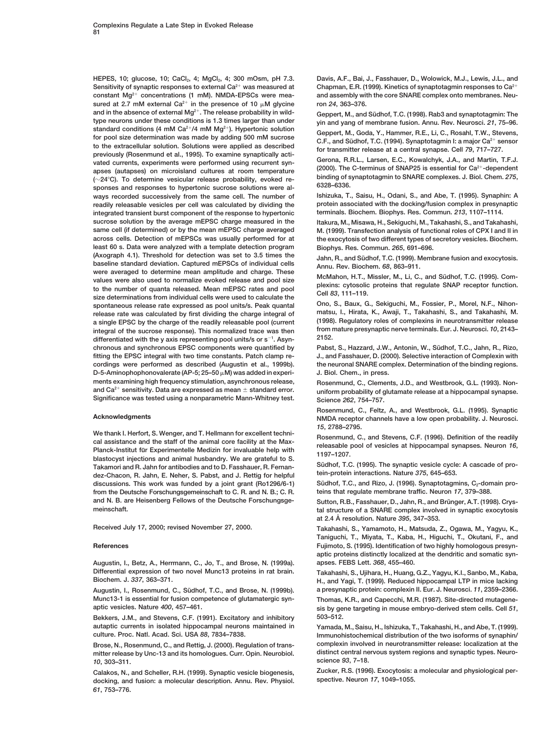HEPES, 10; glucose, 10; $CaCl_2$, 4; $MgCl_2$, 4; 300 mOsm, pH 7.3. Sensitivity of synaptic responses to external $Ca^{2+}$ was measured at constant $Mg^{2+}$ concentrations (1 mM). NMDA-EPSCs were measured at 2.7 mM external $Ca^{2+}$ in the presence of 10 $\mu$M glycine and in the absence of external $Mg^{2+}$. The release probability in wild-type neurons under these conditions is 1.3 times larger than under standard conditions (4 mM $Ca^{2+}$/4 mM $Mg^{2+}$). Hypertonic solution for pool size determination was made by adding 500 mM sucrose to the extracellular solution. Solutions were applied as described previously (Rosenmund et al., 1995). To examine synaptically activated currents, experiments were performed using recurrent synapses (autapses) on microisland cultures at room temperature (~24°C). To determine vesicular release probability, evoked responses and responses to hypertonic sucrose solutions were always recorded successively from the same cell. The number of readily releasable vesicles per cell was calculated by dividing the integrated transient burst component of the response to hypertonic sucrose solution by the average mEPSC charge measured in the same cell (if determined) or by the mean mEPSC charge averaged across cells. Detection of mEPSCs was usually performed for at least 60 s. Data were analyzed with a template detection program (Axograph 4.1). Threshold for detection was set to 3.5 times the baseline standard deviation. Captured mEPSCs of individual cells were averaged to determine mean amplitude and charge. These values were also used to normalize evoked release and pool size to the number of quanta released. Mean mEPSC rates and pool size determinations from individual cells were used to calculate the spontaneous release rate expressed as pool units/s. Peak quantal release rate was calculated by first dividing the charge integral of a single EPSC by the charge of the readily releasable pool (current integral of the sucrose response). This normalized trace was then differentiated with the y axis representing pool units/s or $s^{-1}$. Asynchronous and synchronous EPSC components were quantified by fitting the EPSC integral with two time constants. Patch clamp recordings were performed as described (Augustin et al., 1999b). D-5-Aminophophonovalerate (AP-5; 25–50 $\mu$M) was added in experiments examining high frequency stimulation, asynchronous release, and $Ca^{2+}$ sensitivity. Data are expressed as mean ± standard error. Significance was tested using a nonparametric Mann-Whitney test.

## Acknowledgments

We thank I. Herfort, S. Wenger, and T. Hellmann for excellent technical assistance and the staff of the animal core facility at the Max-Planck-Institut für Experimentelle Medizin for invaluable help with blastocyst injections and animal husbandry. We are grateful to S. Takamori and R. Jahn for antibodies and to D. Fasshauer, R. Fernandez-Chacon, R. Jahn, E. Neher, S. Pabst, and J. Rettig for helpful discussions. This work was funded by a joint grant (Ro1296/6-1) from the Deutsche Forschungsgemeinschaft to C. R. and N. B.; C. R. and N. B. are Heisenberg Fellows of the Deutsche Forschungsgemeinschaft.

Received July 17, 2000; revised November 27, 2000.

## References

Augustin, I., Betz, A., Herrmann, C., Jo, T., and Brose, N. (1999a). Differential expression of two novel Munc13 proteins in rat brain. Biochem. J. *337*, 363–371.

Augustin, I., Rosenmund, C., Südhof, T.C., and Brose, N. (1999b). Munc13-1 is essential for fusion competence of glutamatergic synaptic vesicles. Nature *400*, 457–461.

Bekkers, J.M., and Stevens, C.F. (1991). Excitatory and inhibitory autaptic currents in isolated hippocampal neurons maintained in culture. Proc. Natl. Acad. Sci. USA *88*, 7834–7838.

Brose, N., Rosenmund, C., and Rettig, J. (2000). Regulation of transmitter release by Unc-13 and its homologues. Curr. Opin. Neurobiol. *10*, 303–311.

Calakos, N., and Scheller, R.H. (1999). Synaptic vesicle biogenesis, docking, and fusion: a molecular description. Annu. Rev. Physiol. *61*, 753–776.

Davis, A.F., Bai, J., Fasshauer, D., Wolowick, M.J., Lewis, J.L., and Chapman, E.R. (1999). Kinetics of synaptotagmin responses to $Ca^{2+}$ and assembly with the core SNARE complex onto membranes. Neuron *24*, 363–376.

Geppert, M., and Südhof, T.C. (1998). Rab3 and synaptotagmin: The yin and yang of membrane fusion. Annu. Rev. Neurosci. *21*, 75–96.

Geppert, M., Goda, Y., Hammer, R.E., Li, C., Rosahl, T.W., Stevens, C.F., and Südhof, T.C. (1994). Synaptotagmin I: a major $Ca^{2+}$ sensor for transmitter release at a central synapse. Cell *79*, 717–727.

Gerona, R.R.L., Larsen, E.C., Kowalchyk, J.A., and Martin, T.F.J. (2000). The C-terminus of SNAP25 is essential for $Ca^{2+}$-dependent binding of synaptotagmin to SNARE complexes. J. Biol. Chem. *275*, 6328–6336.

Ishizuka, T., Saisu, H., Odani, S., and Abe, T. (1995). Synaphin: A protein associated with the docking/fusion complex in presynaptic terminals. Biochem. Biophys. Res. Commun. *213*, 1107–1114.

Itakura, M., Misawa, H., Sekiguchi, M., Takahashi, S., and Takahashi, M. (1999). Transfection analysis of functional roles of CPX I and II in the exocytosis of two different types of secretory vesicles. Biochem. Biophys. Res. Commun. *265*, 691–696.

Jahn, R., and Südhof, T.C. (1999). Membrane fusion and exocytosis. Annu. Rev. Biochem. *68*, 863–911.

McMahon, H.T., Missler, M., Li, C., and Südhof, T.C. (1995). Complexins: cytosolic proteins that regulate SNAP receptor function. Cell *83*, 111–119.

Ono, S., Baux, G., Sekiguchi, M., Fossier, P., Morel, N.F., Nihonmatsu, I., Hirata, K., Awaji, T., Takahashi, S., and Takahashi, M. (1998). Regulatory roles of complexins in neurotransmitter release from mature presynaptic nerve terminals. Eur. J. Neurosci. *10*, 2143–2152.

Pabst, S., Hazzard, J.W., Antonin, W., Südhof, T.C., Jahn, R., Rizo, J., and Fasshauer, D. (2000). Selective interaction of Complexin with the neuronal SNARE complex. Determination of the binding regions. J. Biol. Chem., in press.

Rosenmund, C., Clements, J.D., and Westbrook, G.L. (1993). Nonuniform probability of glutamate release at a hippocampal synapse. Science *262*, 754–757.

Rosenmund, C., Feltz, A., and Westbrook, G.L. (1995). Synaptic NMDA receptor channels have a low open probability. J. Neurosci. *15*, 2788–2795.

Rosenmund, C., and Stevens, C.F. (1996). Definition of the readily releasable pool of vesicles at hippocampal synapses. Neuron *16*, 1197–1207.

Südhof, T.C. (1995). The synaptic vesicle cycle: A cascade of protein-protein interactions. Nature *375*, 645–653.

Südhof, T.C., and Rizo, J. (1996). Synaptotagmins, $C_2$-domain proteins that regulate membrane traffic. Neuron *17*, 379–388.

Sutton, R.B., Fasshauer, D., Jahn, R., and Brünger, A.T. (1998). Crystal structure of a SNARE complex involved in synaptic exocytosis at 2.4 Å resolution. Nature *395*, 347–353.

Takahashi, S., Yamamoto, H., Matsuda, Z., Ogawa, M., Yagyu, K., Taniguchi, T., Miyata, T., Kaba, H., Higuchi, T., Okutani, F., and Fujimoto, S. (1995). Identification of two highly homologous presynaptic proteins distinctly localized at the dendritic and somatic synapses. FEBS Lett. *368*, 455–460.

Takahashi, S., Ujihara, H., Huang, G.Z., Yagyu, K.I., Sanbo, M., Kaba, H., and Yagi, T. (1999). Reduced hippocampal LTP in mice lacking a presynaptic protein: complexin II. Eur. J. Neurosci. *11*, 2359–2366.

Thomas, K.R., and Capecchi, M.R. (1987). Site-directed mutagenesis by gene targeting in mouse embryo-derived stem cells. Cell *51*, 503–512.

Yamada, M., Saisu, H., Ishizuka, T., Takahashi, H., and Abe, T. (1999). Immunohistochemical distribution of the two isoforms of synaphin/complexin involved in neurotransmitter release: localization at the distinct central nervous system regions and synaptic types. Neuroscience *93*, 7–18.

Zucker, R.S. (1996). Exocytosis: a molecular and physiological perspective. Neuron *17*, 1049–1055.